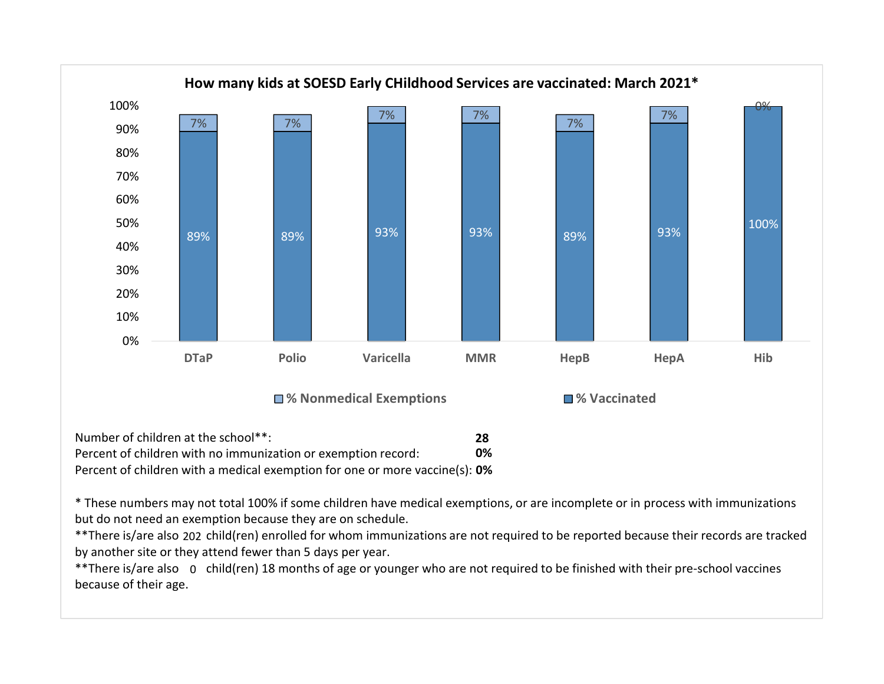## How many kids at SOESD Early CHildhood Services are vaccinated: March 2021*

| Vaccine | % Vaccinated | % Nonmedical Exemptions |
|---|---|---|
| DTaP | 89% | 7% |
| Polio | 89% | 7% |
| Varicella | 93% | 7% |
| MMR | 93% | 7% |
| HepB | 89% | 7% |
| HepA | 93% | 7% |
| Hib | 100% | 0% |

Number of children at the school**: **28**
Percent of children with no immunization or exemption record: **0%**
Percent of children with a medical exemption for one or more vaccine(s): **0%**

* These numbers may not total 100% if some children have medical exemptions, or are incomplete or in process with immunizations but do not need an exemption because they are on schedule.
**There is/are also 202 child(ren) enrolled for whom immunizations are not required to be reported because their records are tracked by another site or they attend fewer than 5 days per year.
**There is/are also 0 child(ren) 18 months of age or younger who are not required to be finished with their pre-school vaccines because of their age.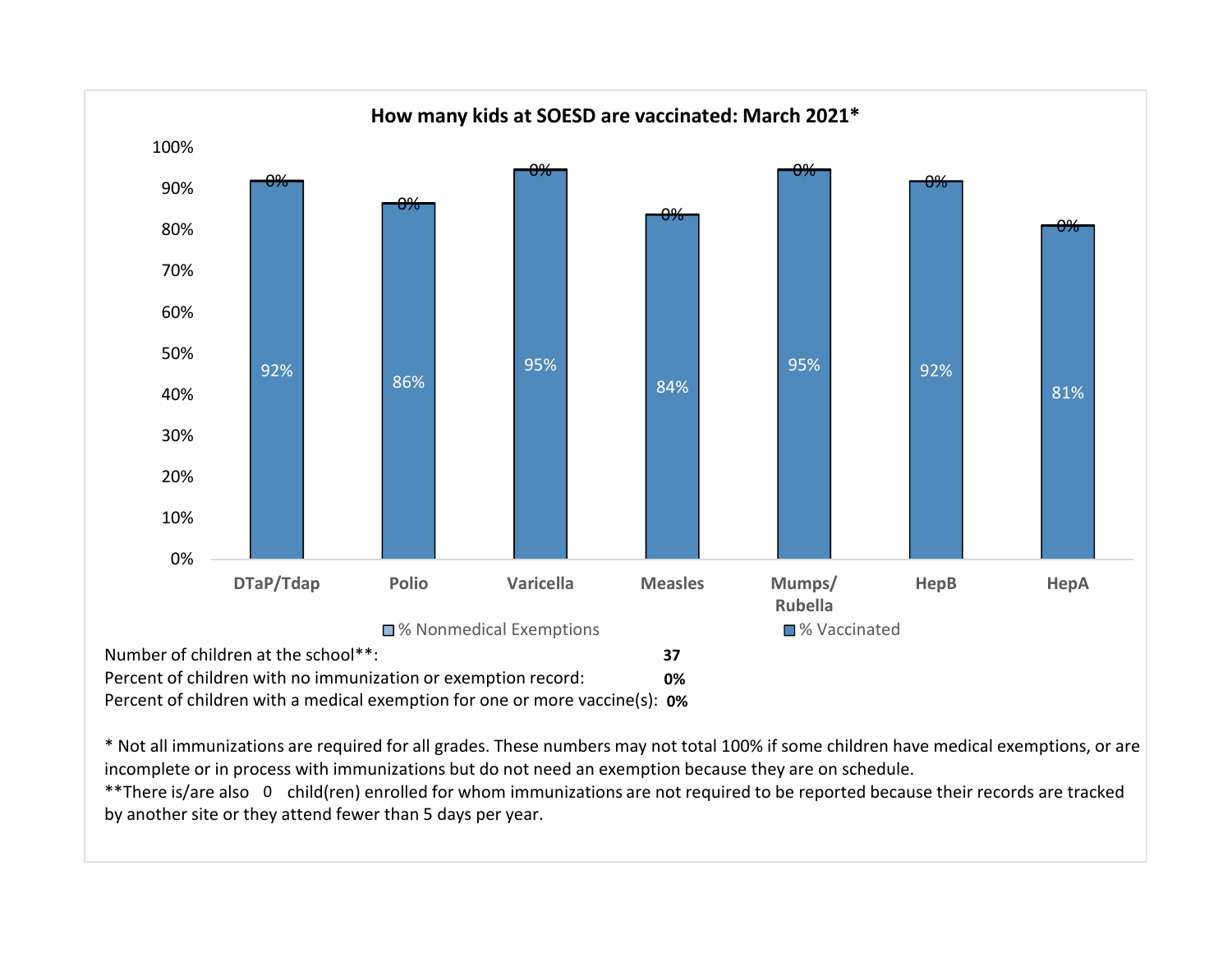How many kids at SOESD are vaccinated: March 2021*

100%
90%
80%
70%
60%
50%
40%
30%
20%
10%
0%

0%
92%
DTaP/Tdap

0%
86%
Polio

0%
95%
Varicella

0%
84%
Measles

0%
95%
Mumps/ Rubella

0%
92%
HepB

0%
81%
HepA

% Nonmedical Exemptions
% Vaccinated

Number of children at the school**: **37**

Percent of children with no immunization or exemption record: **0%**

Percent of children with a medical exemption for one or more vaccine(s): **0%**

* Not all immunizations are required for all grades. These numbers may not total 100% if some children have medical exemptions, or are incomplete or in process with immunizations but do not need an exemption because they are on schedule.

**There is/are also 0 child(ren) enrolled for whom immunizations are not required to be reported because their records are tracked by another site or they attend fewer than 5 days per year.